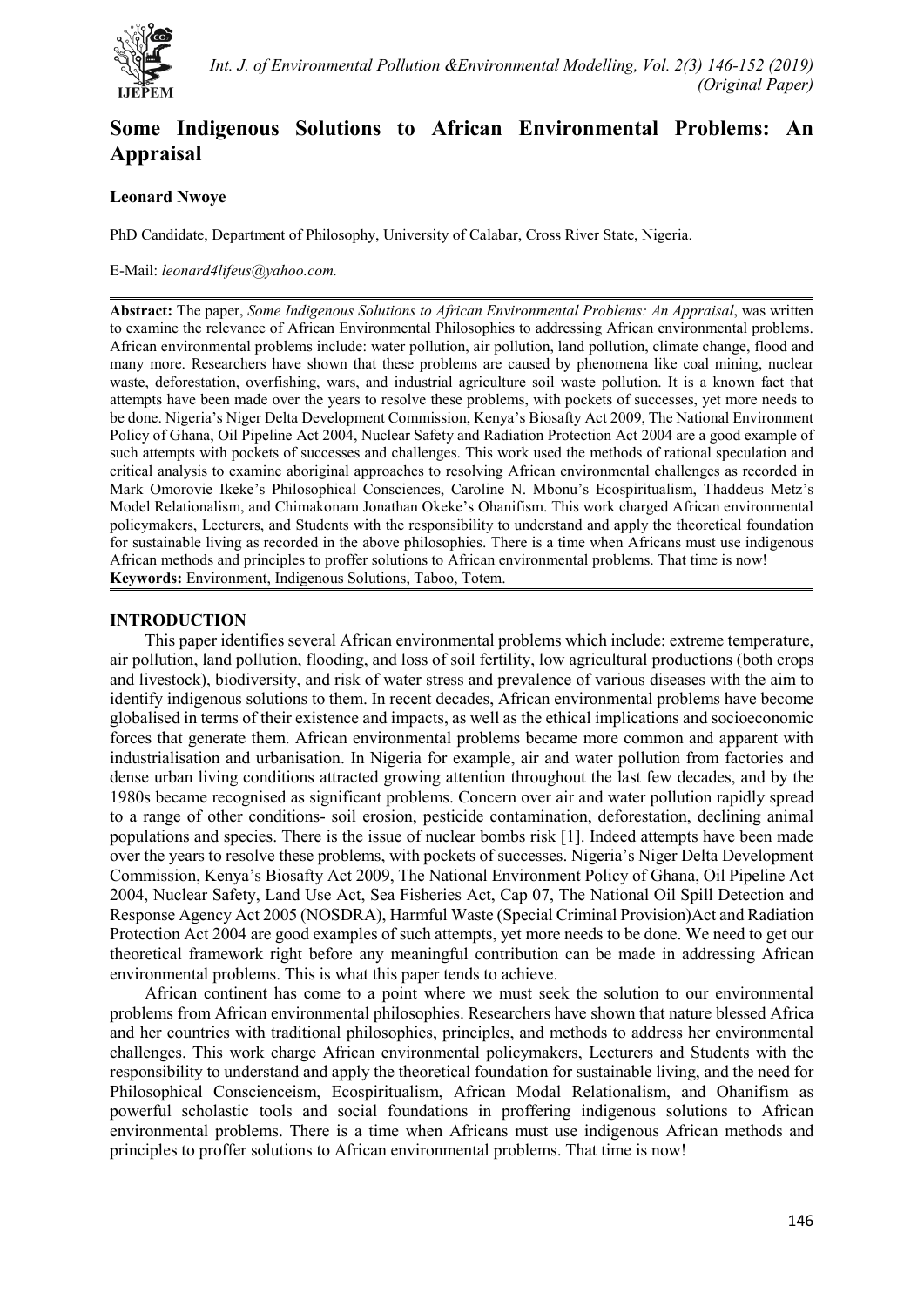# Some Indigenous Solutions to African Environmental Problems: An Appraisal

**Leonard Nwoye**

PhD Candidate, Department of Philosophy, University of Calabar, Cross River State, Nigeria.

E-Mail: *leonard4lifeus@yahoo.com.*

**Abstract:** The paper, *Some Indigenous Solutions to African Environmental Problems: An Appraisal*, was written to examine the relevance of African Environmental Philosophies to addressing African environmental problems. African environmental problems include: water pollution, air pollution, land pollution, climate change, flood and many more. Researchers have shown that these problems are caused by phenomena like coal mining, nuclear waste, deforestation, overfishing, wars, and industrial agriculture soil waste pollution. It is a known fact that attempts have been made over the years to resolve these problems, with pockets of successes, yet more needs to be done. Nigeria's Niger Delta Development Commission, Kenya's Biosafty Act 2009, The National Environment Policy of Ghana, Oil Pipeline Act 2004, Nuclear Safety and Radiation Protection Act 2004 are a good example of such attempts with pockets of successes and challenges. This work used the methods of rational speculation and critical analysis to examine aboriginal approaches to resolving African environmental challenges as recorded in Mark Omorovie Ikeke's Philosophical Consciences, Caroline N. Mbonu's Ecospiritualism, Thaddeus Metz's Model Relationalism, and Chimakonam Jonathan Okeke's Ohanifism. This work charged African environmental policymakers, Lecturers, and Students with the responsibility to understand and apply the theoretical foundation for sustainable living as recorded in the above philosophies. There is a time when Africans must use indigenous African methods and principles to proffer solutions to African environmental problems. That time is now!

**Keywords:** Environment, Indigenous Solutions, Taboo, Totem.

## INTRODUCTION

This paper identifies several African environmental problems which include: extreme temperature, air pollution, land pollution, flooding, and loss of soil fertility, low agricultural productions (both crops and livestock), biodiversity, and risk of water stress and prevalence of various diseases with the aim to identify indigenous solutions to them. In recent decades, African environmental problems have become globalised in terms of their existence and impacts, as well as the ethical implications and socioeconomic forces that generate them. African environmental problems became more common and apparent with industrialisation and urbanisation. In Nigeria for example, air and water pollution from factories and dense urban living conditions attracted growing attention throughout the last few decades, and by the 1980s became recognised as significant problems. Concern over air and water pollution rapidly spread to a range of other conditions- soil erosion, pesticide contamination, deforestation, declining animal populations and species. There is the issue of nuclear bombs risk [1]. Indeed attempts have been made over the years to resolve these problems, with pockets of successes. Nigeria's Niger Delta Development Commission, Kenya's Biosafty Act 2009, The National Environment Policy of Ghana, Oil Pipeline Act 2004, Nuclear Safety, Land Use Act, Sea Fisheries Act, Cap 07, The National Oil Spill Detection and Response Agency Act 2005 (NOSDRA), Harmful Waste (Special Criminal Provision)Act and Radiation Protection Act 2004 are good examples of such attempts, yet more needs to be done. We need to get our theoretical framework right before any meaningful contribution can be made in addressing African environmental problems. This is what this paper tends to achieve.

African continent has come to a point where we must seek the solution to our environmental problems from African environmental philosophies. Researchers have shown that nature blessed Africa and her countries with traditional philosophies, principles, and methods to address her environmental challenges. This work charge African environmental policymakers, Lecturers and Students with the responsibility to understand and apply the theoretical foundation for sustainable living, and the need for Philosophical Conscienceism, Ecospiritualism, African Modal Relationalism, and Ohanifism as powerful scholastic tools and social foundations in proffering indigenous solutions to African environmental problems. There is a time when Africans must use indigenous African methods and principles to proffer solutions to African environmental problems. That time is now!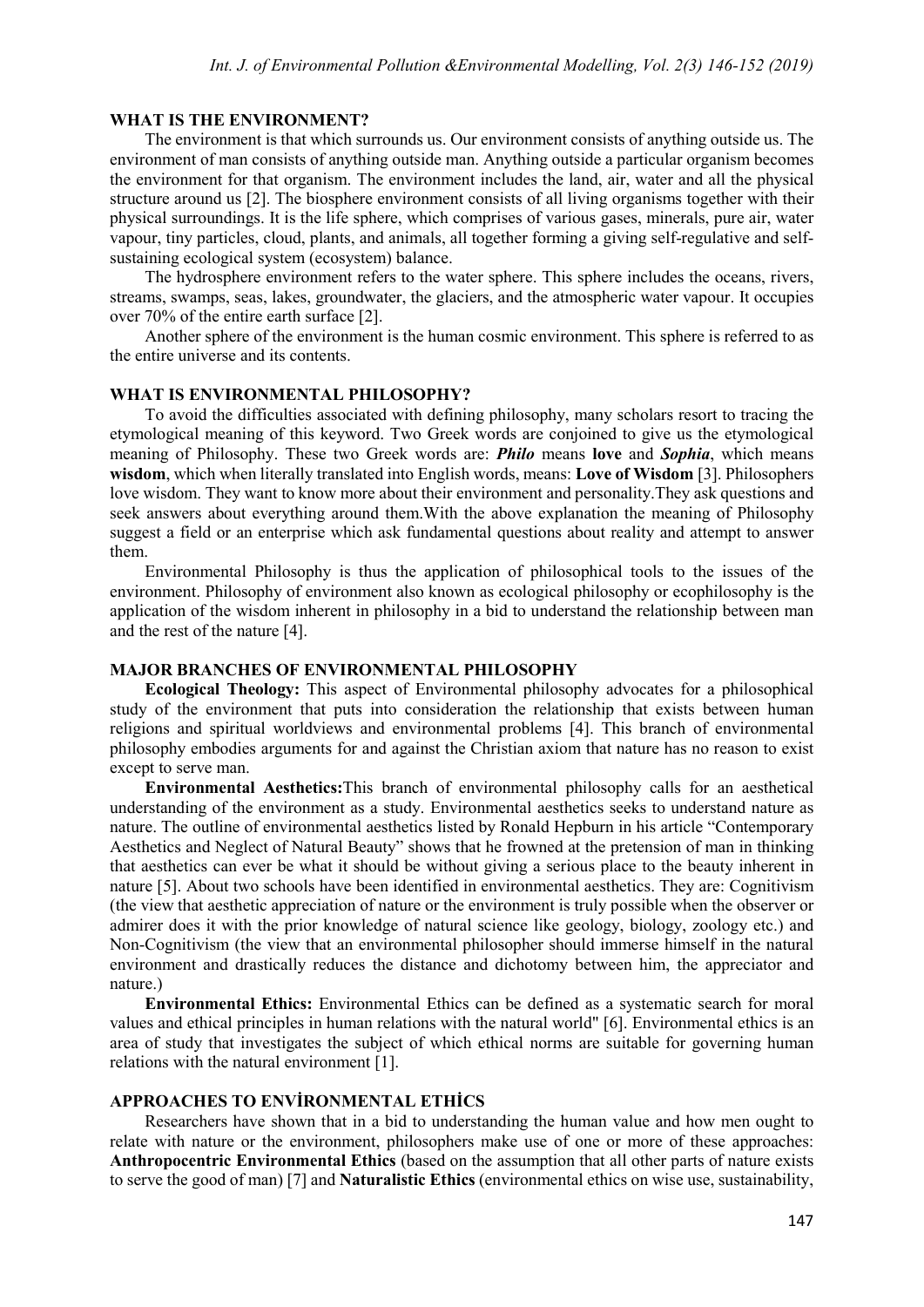## WHAT IS THE ENVIRONMENT?

The environment is that which surrounds us. Our environment consists of anything outside us. The environment of man consists of anything outside man. Anything outside a particular organism becomes the environment for that organism. The environment includes the land, air, water and all the physical structure around us [2]. The biosphere environment consists of all living organisms together with their physical surroundings. It is the life sphere, which comprises of various gases, minerals, pure air, water vapour, tiny particles, cloud, plants, and animals, all together forming a giving self-regulative and self-sustaining ecological system (ecosystem) balance.

The hydrosphere environment refers to the water sphere. This sphere includes the oceans, rivers, streams, swamps, seas, lakes, groundwater, the glaciers, and the atmospheric water vapour. It occupies over 70% of the entire earth surface [2].

Another sphere of the environment is the human cosmic environment. This sphere is referred to as the entire universe and its contents.

## WHAT IS ENVIRONMENTAL PHILOSOPHY?

To avoid the difficulties associated with defining philosophy, many scholars resort to tracing the etymological meaning of this keyword. Two Greek words are conjoined to give us the etymological meaning of Philosophy. These two Greek words are: ***Philo*** means **love** and ***Sophia***, which means **wisdom**, which when literally translated into English words, means: **Love of Wisdom** [3]. Philosophers love wisdom. They want to know more about their environment and personality.They ask questions and seek answers about everything around them.With the above explanation the meaning of Philosophy suggest a field or an enterprise which ask fundamental questions about reality and attempt to answer them.

Environmental Philosophy is thus the application of philosophical tools to the issues of the environment. Philosophy of environment also known as ecological philosophy or ecophilosophy is the application of the wisdom inherent in philosophy in a bid to understand the relationship between man and the rest of the nature [4].

## MAJOR BRANCHES OF ENVIRONMENTAL PHILOSOPHY

**Ecological Theology:** This aspect of Environmental philosophy advocates for a philosophical study of the environment that puts into consideration the relationship that exists between human religions and spiritual worldviews and environmental problems [4]. This branch of environmental philosophy embodies arguments for and against the Christian axiom that nature has no reason to exist except to serve man.

**Environmental Aesthetics:**This branch of environmental philosophy calls for an aesthetical understanding of the environment as a study. Environmental aesthetics seeks to understand nature as nature. The outline of environmental aesthetics listed by Ronald Hepburn in his article "Contemporary Aesthetics and Neglect of Natural Beauty" shows that he frowned at the pretension of man in thinking that aesthetics can ever be what it should be without giving a serious place to the beauty inherent in nature [5]. About two schools have been identified in environmental aesthetics. They are: Cognitivism (the view that aesthetic appreciation of nature or the environment is truly possible when the observer or admirer does it with the prior knowledge of natural science like geology, biology, zoology etc.) and Non-Cognitivism (the view that an environmental philosopher should immerse himself in the natural environment and drastically reduces the distance and dichotomy between him, the appreciator and nature.)

**Environmental Ethics:** Environmental Ethics can be defined as a systematic search for moral values and ethical principles in human relations with the natural world" [6]. Environmental ethics is an area of study that investigates the subject of which ethical norms are suitable for governing human relations with the natural environment [1].

## APPROACHES TO ENVİRONMENTAL ETHİCS

Researchers have shown that in a bid to understanding the human value and how men ought to relate with nature or the environment, philosophers make use of one or more of these approaches: **Anthropocentric Environmental Ethics** (based on the assumption that all other parts of nature exists to serve the good of man) [7] and **Naturalistic Ethics** (environmental ethics on wise use, sustainability,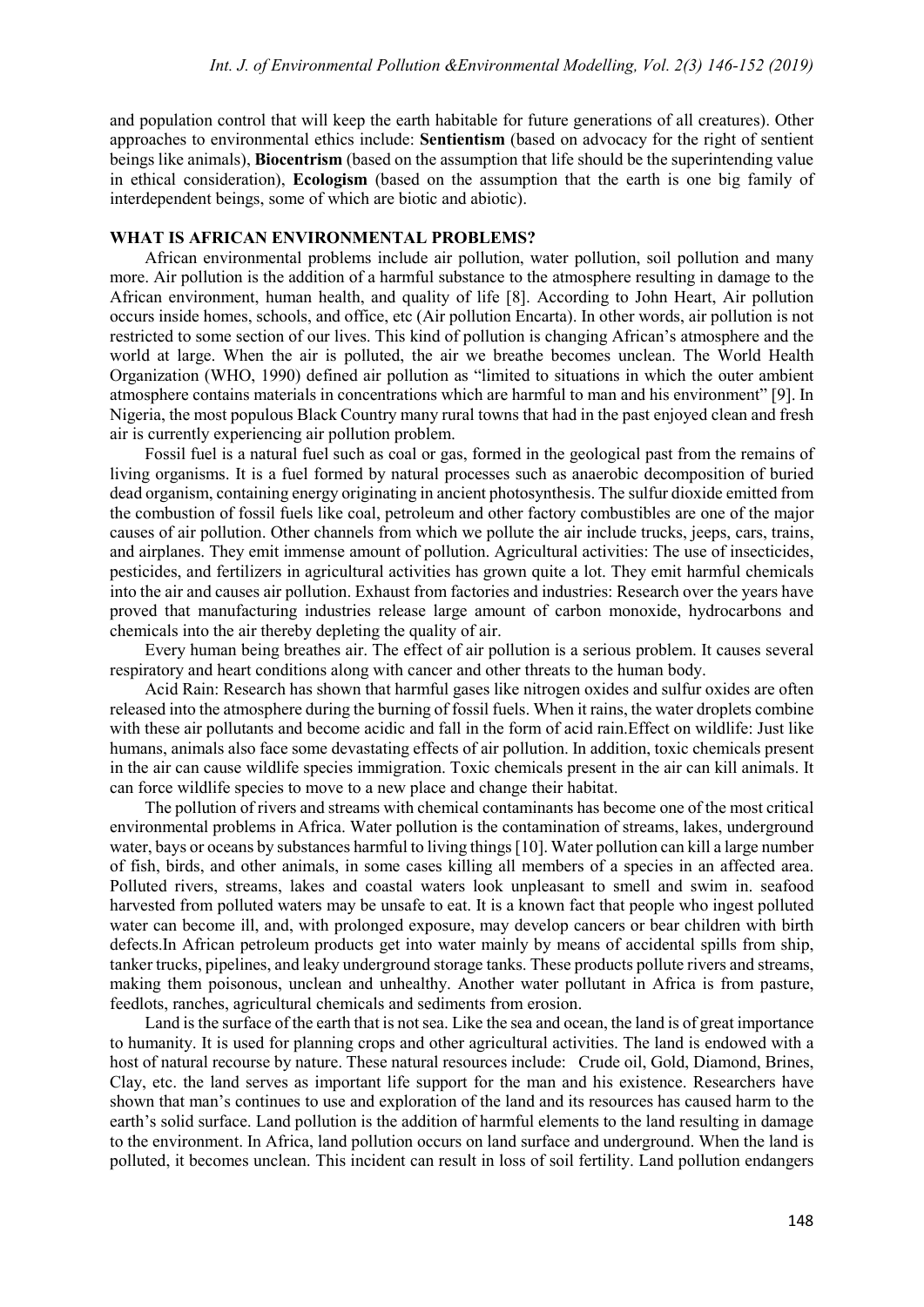and population control that will keep the earth habitable for future generations of all creatures). Other approaches to environmental ethics include: **Sentientism** (based on advocacy for the right of sentient beings like animals), **Biocentrism** (based on the assumption that life should be the superintending value in ethical consideration), **Ecologism** (based on the assumption that the earth is one big family of interdependent beings, some of which are biotic and abiotic).

## WHAT IS AFRICAN ENVIRONMENTAL PROBLEMS?

African environmental problems include air pollution, water pollution, soil pollution and many more. Air pollution is the addition of a harmful substance to the atmosphere resulting in damage to the African environment, human health, and quality of life [8]. According to John Heart, Air pollution occurs inside homes, schools, and office, etc (Air pollution Encarta). In other words, air pollution is not restricted to some section of our lives. This kind of pollution is changing African's atmosphere and the world at large. When the air is polluted, the air we breathe becomes unclean. The World Health Organization (WHO, 1990) defined air pollution as "limited to situations in which the outer ambient atmosphere contains materials in concentrations which are harmful to man and his environment" [9]. In Nigeria, the most populous Black Country many rural towns that had in the past enjoyed clean and fresh air is currently experiencing air pollution problem.

Fossil fuel is a natural fuel such as coal or gas, formed in the geological past from the remains of living organisms. It is a fuel formed by natural processes such as anaerobic decomposition of buried dead organism, containing energy originating in ancient photosynthesis. The sulfur dioxide emitted from the combustion of fossil fuels like coal, petroleum and other factory combustibles are one of the major causes of air pollution. Other channels from which we pollute the air include trucks, jeeps, cars, trains, and airplanes. They emit immense amount of pollution. Agricultural activities: The use of insecticides, pesticides, and fertilizers in agricultural activities has grown quite a lot. They emit harmful chemicals into the air and causes air pollution. Exhaust from factories and industries: Research over the years have proved that manufacturing industries release large amount of carbon monoxide, hydrocarbons and chemicals into the air thereby depleting the quality of air.

Every human being breathes air. The effect of air pollution is a serious problem. It causes several respiratory and heart conditions along with cancer and other threats to the human body.

Acid Rain: Research has shown that harmful gases like nitrogen oxides and sulfur oxides are often released into the atmosphere during the burning of fossil fuels. When it rains, the water droplets combine with these air pollutants and become acidic and fall in the form of acid rain.Effect on wildlife: Just like humans, animals also face some devastating effects of air pollution. In addition, toxic chemicals present in the air can cause wildlife species immigration. Toxic chemicals present in the air can kill animals. It can force wildlife species to move to a new place and change their habitat.

The pollution of rivers and streams with chemical contaminants has become one of the most critical environmental problems in Africa. Water pollution is the contamination of streams, lakes, underground water, bays or oceans by substances harmful to living things [10]. Water pollution can kill a large number of fish, birds, and other animals, in some cases killing all members of a species in an affected area. Polluted rivers, streams, lakes and coastal waters look unpleasant to smell and swim in. seafood harvested from polluted waters may be unsafe to eat. It is a known fact that people who ingest polluted water can become ill, and, with prolonged exposure, may develop cancers or bear children with birth defects.In African petroleum products get into water mainly by means of accidental spills from ship, tanker trucks, pipelines, and leaky underground storage tanks. These products pollute rivers and streams, making them poisonous, unclean and unhealthy. Another water pollutant in Africa is from pasture, feedlots, ranches, agricultural chemicals and sediments from erosion.

Land is the surface of the earth that is not sea. Like the sea and ocean, the land is of great importance to humanity. It is used for planning crops and other agricultural activities. The land is endowed with a host of natural recourse by nature. These natural resources include: Crude oil, Gold, Diamond, Brines, Clay, etc. the land serves as important life support for the man and his existence. Researchers have shown that man's continues to use and exploration of the land and its resources has caused harm to the earth's solid surface. Land pollution is the addition of harmful elements to the land resulting in damage to the environment. In Africa, land pollution occurs on land surface and underground. When the land is polluted, it becomes unclean. This incident can result in loss of soil fertility. Land pollution endangers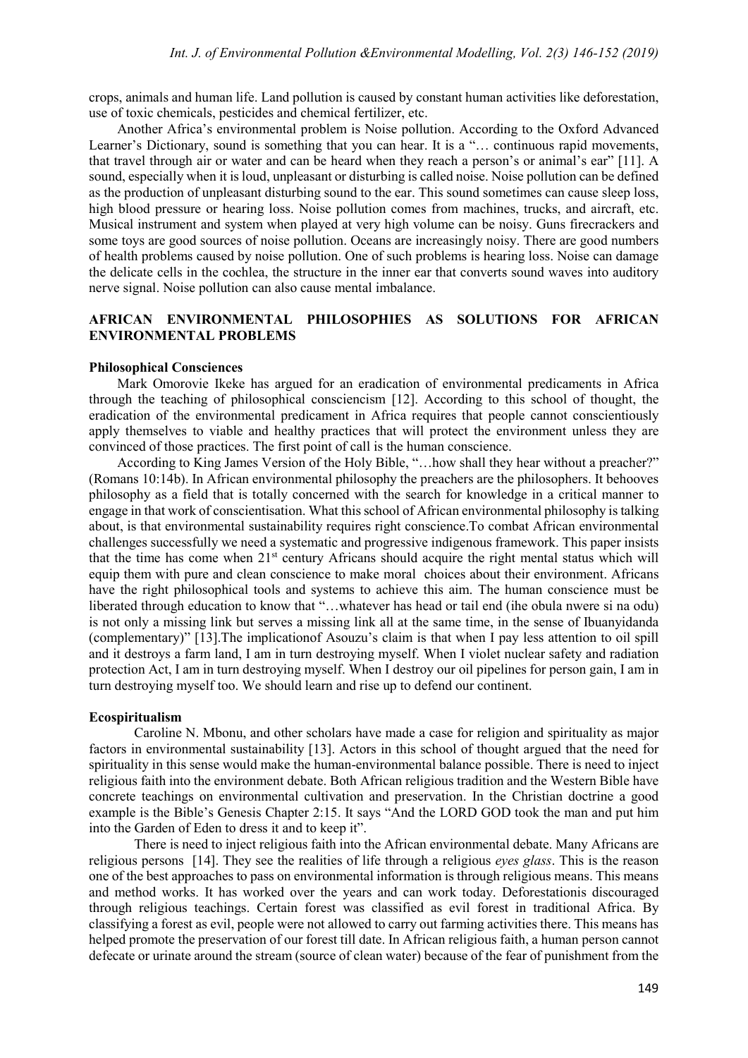crops, animals and human life. Land pollution is caused by constant human activities like deforestation, use of toxic chemicals, pesticides and chemical fertilizer, etc.

Another Africa's environmental problem is Noise pollution. According to the Oxford Advanced Learner's Dictionary, sound is something that you can hear. It is a "… continuous rapid movements, that travel through air or water and can be heard when they reach a person's or animal's ear" [11]. A sound, especially when it is loud, unpleasant or disturbing is called noise. Noise pollution can be defined as the production of unpleasant disturbing sound to the ear. This sound sometimes can cause sleep loss, high blood pressure or hearing loss. Noise pollution comes from machines, trucks, and aircraft, etc. Musical instrument and system when played at very high volume can be noisy. Guns firecrackers and some toys are good sources of noise pollution. Oceans are increasingly noisy. There are good numbers of health problems caused by noise pollution. One of such problems is hearing loss. Noise can damage the delicate cells in the cochlea, the structure in the inner ear that converts sound waves into auditory nerve signal. Noise pollution can also cause mental imbalance.

## AFRICAN ENVIRONMENTAL PHILOSOPHIES AS SOLUTIONS FOR AFRICAN ENVIRONMENTAL PROBLEMS

### Philosophical Consciences

Mark Omorovie Ikeke has argued for an eradication of environmental predicaments in Africa through the teaching of philosophical consciencism [12]. According to this school of thought, the eradication of the environmental predicament in Africa requires that people cannot conscientiously apply themselves to viable and healthy practices that will protect the environment unless they are convinced of those practices. The first point of call is the human conscience.

According to King James Version of the Holy Bible, "…how shall they hear without a preacher?" (Romans 10:14b). In African environmental philosophy the preachers are the philosophers. It behooves philosophy as a field that is totally concerned with the search for knowledge in a critical manner to engage in that work of conscientisation. What this school of African environmental philosophy is talking about, is that environmental sustainability requires right conscience.To combat African environmental challenges successfully we need a systematic and progressive indigenous framework. This paper insists that the time has come when 21st century Africans should acquire the right mental status which will equip them with pure and clean conscience to make moral choices about their environment. Africans have the right philosophical tools and systems to achieve this aim. The human conscience must be liberated through education to know that "…whatever has head or tail end (ihe obula nwere si na odu) is not only a missing link but serves a missing link all at the same time, in the sense of Ibuanyidanda (complementary)" [13].The implicationof Asouzu's claim is that when I pay less attention to oil spill and it destroys a farm land, I am in turn destroying myself. When I violet nuclear safety and radiation protection Act, I am in turn destroying myself. When I destroy our oil pipelines for person gain, I am in turn destroying myself too. We should learn and rise up to defend our continent.

### Ecospiritualism

Caroline N. Mbonu, and other scholars have made a case for religion and spirituality as major factors in environmental sustainability [13]. Actors in this school of thought argued that the need for spirituality in this sense would make the human-environmental balance possible. There is need to inject religious faith into the environment debate. Both African religious tradition and the Western Bible have concrete teachings on environmental cultivation and preservation. In the Christian doctrine a good example is the Bible's Genesis Chapter 2:15. It says "And the LORD GOD took the man and put him into the Garden of Eden to dress it and to keep it".

There is need to inject religious faith into the African environmental debate. Many Africans are religious persons [14]. They see the realities of life through a religious *eyes glass*. This is the reason one of the best approaches to pass on environmental information is through religious means. This means and method works. It has worked over the years and can work today. Deforestationis discouraged through religious teachings. Certain forest was classified as evil forest in traditional Africa. By classifying a forest as evil, people were not allowed to carry out farming activities there. This means has helped promote the preservation of our forest till date. In African religious faith, a human person cannot defecate or urinate around the stream (source of clean water) because of the fear of punishment from the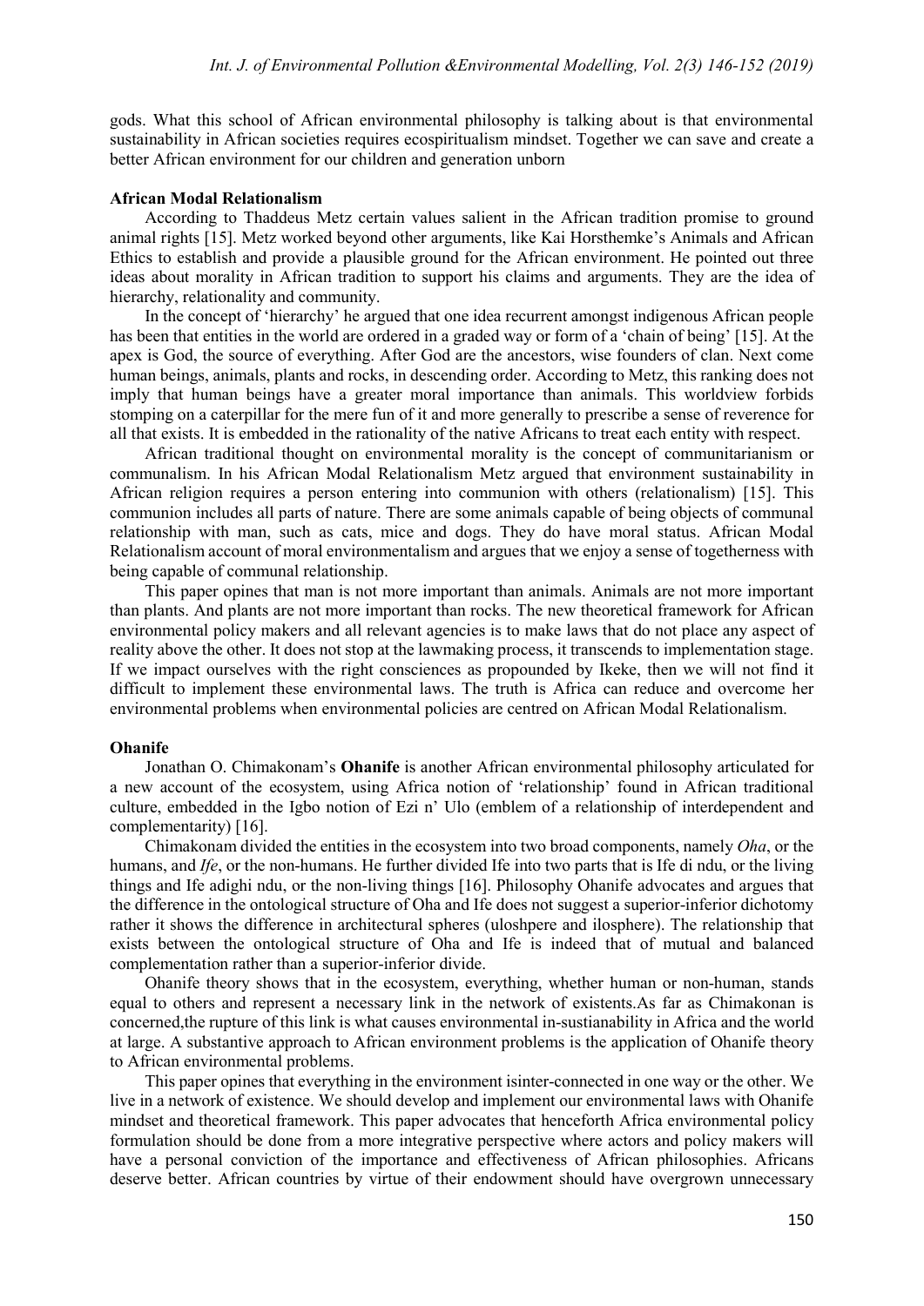gods. What this school of African environmental philosophy is talking about is that environmental sustainability in African societies requires ecospiritualism mindset. Together we can save and create a better African environment for our children and generation unborn

**African Modal Relationalism**

According to Thaddeus Metz certain values salient in the African tradition promise to ground animal rights [15]. Metz worked beyond other arguments, like Kai Horsthemke's Animals and African Ethics to establish and provide a plausible ground for the African environment. He pointed out three ideas about morality in African tradition to support his claims and arguments. They are the idea of hierarchy, relationality and community.

In the concept of 'hierarchy' he argued that one idea recurrent amongst indigenous African people has been that entities in the world are ordered in a graded way or form of a 'chain of being' [15]. At the apex is God, the source of everything. After God are the ancestors, wise founders of clan. Next come human beings, animals, plants and rocks, in descending order. According to Metz, this ranking does not imply that human beings have a greater moral importance than animals. This worldview forbids stomping on a caterpillar for the mere fun of it and more generally to prescribe a sense of reverence for all that exists. It is embedded in the rationality of the native Africans to treat each entity with respect.

African traditional thought on environmental morality is the concept of communitarianism or communalism. In his African Modal Relationalism Metz argued that environment sustainability in African religion requires a person entering into communion with others (relationalism) [15]. This communion includes all parts of nature. There are some animals capable of being objects of communal relationship with man, such as cats, mice and dogs. They do have moral status. African Modal Relationalism account of moral environmentalism and argues that we enjoy a sense of togetherness with being capable of communal relationship.

This paper opines that man is not more important than animals. Animals are not more important than plants. And plants are not more important than rocks. The new theoretical framework for African environmental policy makers and all relevant agencies is to make laws that do not place any aspect of reality above the other. It does not stop at the lawmaking process, it transcends to implementation stage. If we impact ourselves with the right consciences as propounded by Ikeke, then we will not find it difficult to implement these environmental laws. The truth is Africa can reduce and overcome her environmental problems when environmental policies are centred on African Modal Relationalism.

**Ohanife**

Jonathan O. Chimakonam's **Ohanife** is another African environmental philosophy articulated for a new account of the ecosystem, using Africa notion of 'relationship' found in African traditional culture, embedded in the Igbo notion of Ezi n' Ulo (emblem of a relationship of interdependent and complementarity) [16].

Chimakonam divided the entities in the ecosystem into two broad components, namely *Oha*, or the humans, and *Ife*, or the non-humans. He further divided Ife into two parts that is Ife di ndu, or the living things and Ife adighi ndu, or the non-living things [16]. Philosophy Ohanife advocates and argues that the difference in the ontological structure of Oha and Ife does not suggest a superior-inferior dichotomy rather it shows the difference in architectural spheres (uloshpere and ilosphere). The relationship that exists between the ontological structure of Oha and Ife is indeed that of mutual and balanced complementation rather than a superior-inferior divide.

Ohanife theory shows that in the ecosystem, everything, whether human or non-human, stands equal to others and represent a necessary link in the network of existents.As far as Chimakonam is concerned,the rupture of this link is what causes environmental in-sustianability in Africa and the world at large. A substantive approach to African environment problems is the application of Ohanife theory to African environmental problems.

This paper opines that everything in the environment isinter-connected in one way or the other. We live in a network of existence. We should develop and implement our environmental laws with Ohanife mindset and theoretical framework. This paper advocates that henceforth Africa environmental policy formulation should be done from a more integrative perspective where actors and policy makers will have a personal conviction of the importance and effectiveness of African philosophies. Africans deserve better. African countries by virtue of their endowment should have overgrown unnecessary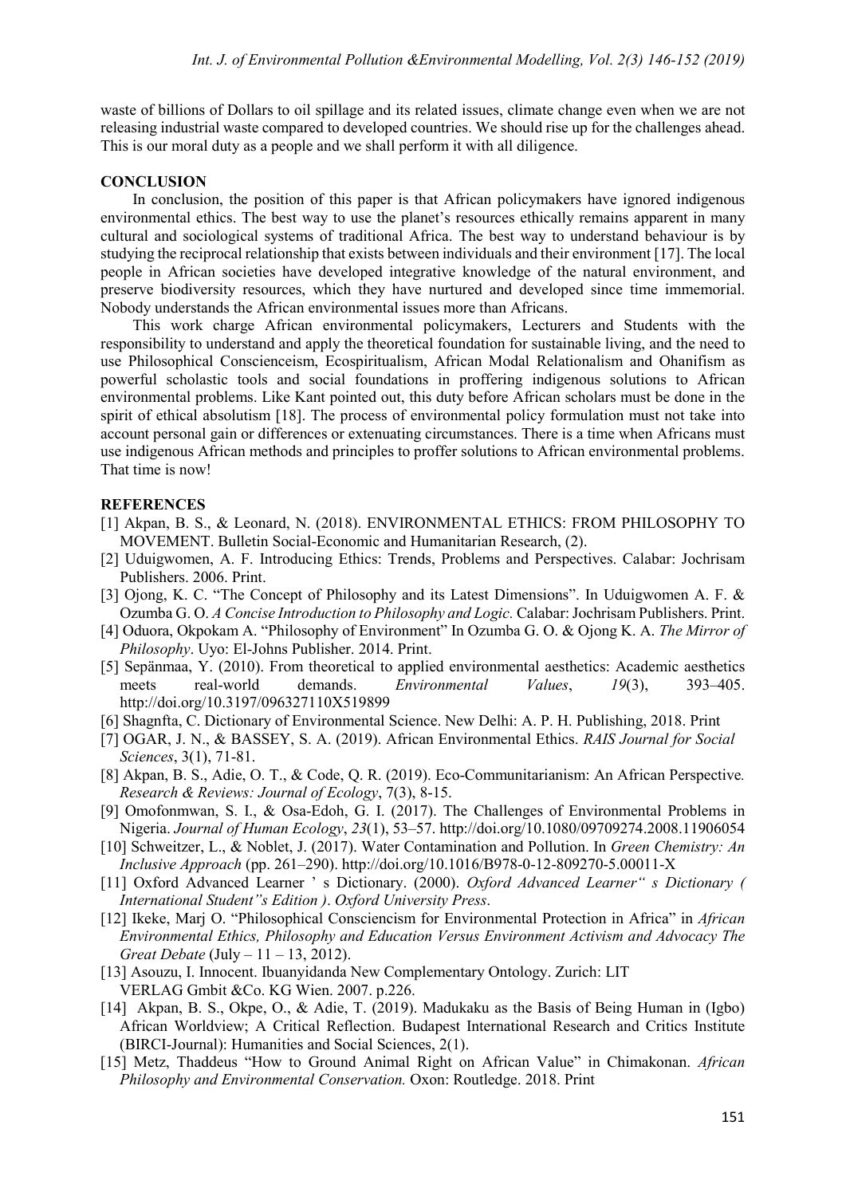waste of billions of Dollars to oil spillage and its related issues, climate change even when we are not releasing industrial waste compared to developed countries. We should rise up for the challenges ahead. This is our moral duty as a people and we shall perform it with all diligence.

## CONCLUSION

In conclusion, the position of this paper is that African policymakers have ignored indigenous environmental ethics. The best way to use the planet's resources ethically remains apparent in many cultural and sociological systems of traditional Africa. The best way to understand behaviour is by studying the reciprocal relationship that exists between individuals and their environment [17]. The local people in African societies have developed integrative knowledge of the natural environment, and preserve biodiversity resources, which they have nurtured and developed since time immemorial. Nobody understands the African environmental issues more than Africans.

This work charge African environmental policymakers, Lecturers and Students with the responsibility to understand and apply the theoretical foundation for sustainable living, and the need to use Philosophical Conscienceism, Ecospiritualism, African Modal Relationalism and Ohanifism as powerful scholastic tools and social foundations in proffering indigenous solutions to African environmental problems. Like Kant pointed out, this duty before African scholars must be done in the spirit of ethical absolutism [18]. The process of environmental policy formulation must not take into account personal gain or differences or extenuating circumstances. There is a time when Africans must use indigenous African methods and principles to proffer solutions to African environmental problems. That time is now!

## REFERENCES

[1] Akpan, B. S., & Leonard, N. (2018). ENVIRONMENTAL ETHICS: FROM PHILOSOPHY TO MOVEMENT. Bulletin Social-Economic and Humanitarian Research, (2).

[2] Uduigwomen, A. F. Introducing Ethics: Trends, Problems and Perspectives. Calabar: Jochrisam Publishers. 2006. Print.

[3] Ojong, K. C. "The Concept of Philosophy and its Latest Dimensions". In Uduigwomen A. F. & Ozumba G. O. *A Concise Introduction to Philosophy and Logic.* Calabar: Jochrisam Publishers. Print.

[4] Oduora, Okpokam A. "Philosophy of Environment" In Ozumba G. O. & Ojong K. A. *The Mirror of Philosophy*. Uyo: El-Johns Publisher. 2014. Print.

[5] Sepänmaa, Y. (2010). From theoretical to applied environmental aesthetics: Academic aesthetics meets real-world demands. *Environmental Values*, *19*(3), 393–405. http://doi.org/10.3197/096327110X519899

[6] Shagnfta, C. Dictionary of Environmental Science. New Delhi: A. P. H. Publishing, 2018. Print

[7] OGAR, J. N., & BASSEY, S. A. (2019). African Environmental Ethics. *RAIS Journal for Social Sciences*, 3(1), 71-81.

[8] Akpan, B. S., Adie, O. T., & Code, Q. R. (2019). Eco-Communitarianism: An African Perspective*. Research & Reviews: Journal of Ecology*, 7(3), 8-15.

[9] Omofonmwan, S. I., & Osa-Edoh, G. I. (2017). The Challenges of Environmental Problems in Nigeria. *Journal of Human Ecology*, *23*(1), 53–57. http://doi.org/10.1080/09709274.2008.11906054

[10] Schweitzer, L., & Noblet, J. (2017). Water Contamination and Pollution. In *Green Chemistry: An Inclusive Approach* (pp. 261–290). http://doi.org/10.1016/B978-0-12-809270-5.00011-X

[11] Oxford Advanced Learner ' s Dictionary. (2000). *Oxford Advanced Learner" s Dictionary ( International Student"s Edition )*. *Oxford University Press*.

[12] Ikeke, Marj O. "Philosophical Consciencism for Environmental Protection in Africa" in *African Environmental Ethics, Philosophy and Education Versus Environment Activism and Advocacy The Great Debate* (July – 11 – 13, 2012).

[13] Asouzu, I. Innocent. Ibuanyidanda New Complementary Ontology. Zurich: LIT VERLAG Gmbit &Co. KG Wien. 2007. p.226.

[14] Akpan, B. S., Okpe, O., & Adie, T. (2019). Madukaku as the Basis of Being Human in (Igbo) African Worldview; A Critical Reflection. Budapest International Research and Critics Institute (BIRCI-Journal): Humanities and Social Sciences, 2(1).

[15] Metz, Thaddeus "How to Ground Animal Right on African Value" in Chimakonan. *African Philosophy and Environmental Conservation.* Oxon: Routledge. 2018. Print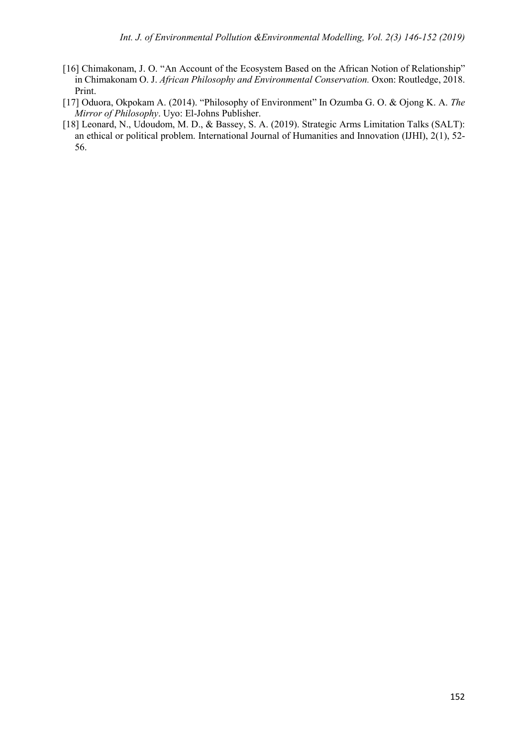[16] Chimakonam, J. O. "An Account of the Ecosystem Based on the African Notion of Relationship" in Chimakonam O. J. *African Philosophy and Environmental Conservation.* Oxon: Routledge, 2018. Print.

[17] Oduora, Okpokam A. (2014). "Philosophy of Environment" In Ozumba G. O. & Ojong K. A. *The Mirror of Philosophy*. Uyo: El-Johns Publisher.

[18] Leonard, N., Udoudom, M. D., & Bassey, S. A. (2019). Strategic Arms Limitation Talks (SALT): an ethical or political problem. International Journal of Humanities and Innovation (IJHI), 2(1), 52-56.